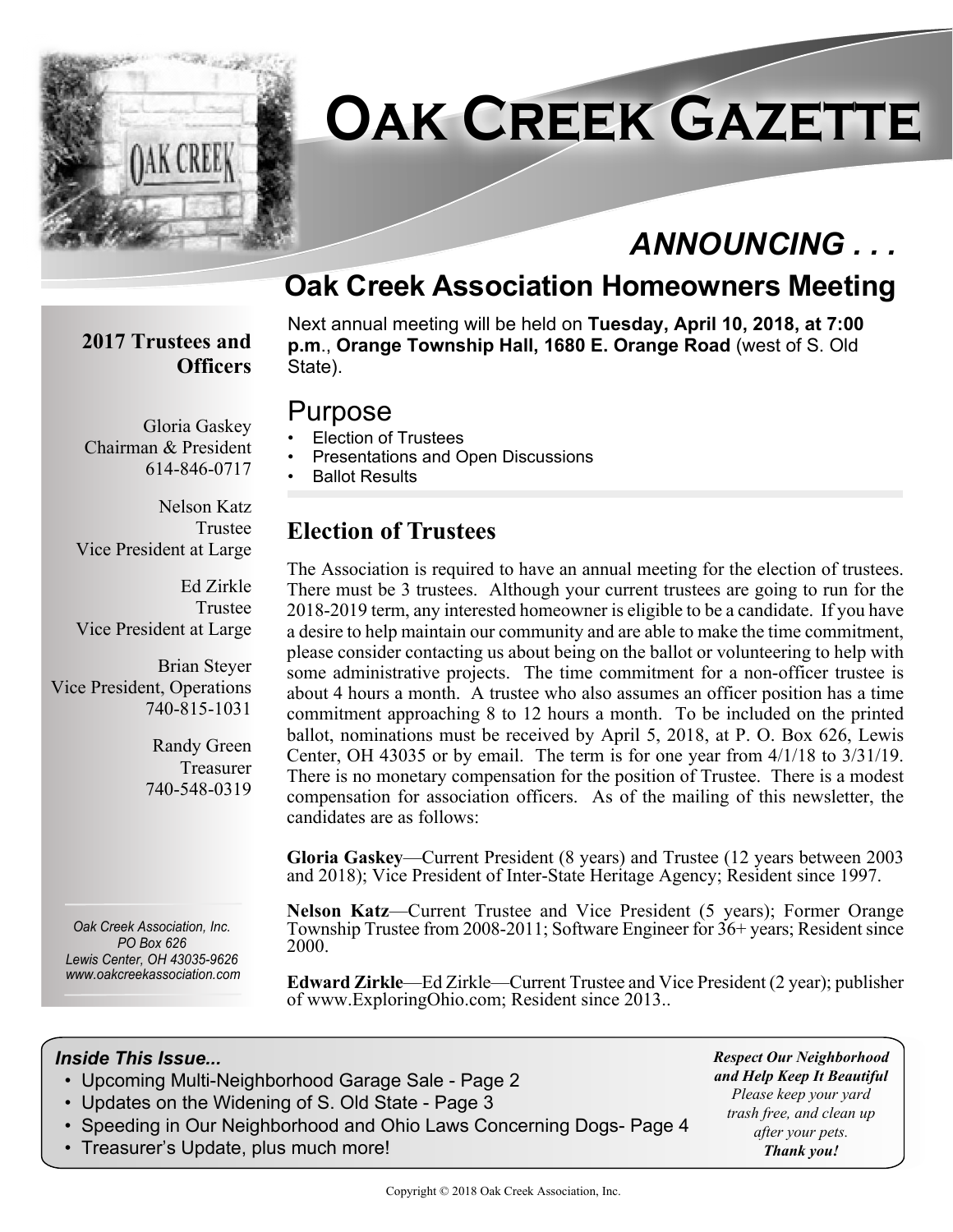# Oak Creek Gazette

## ANNOUNCING . . .

## Oak Creek Association Homeowners Meeting

Next annual meeting will be held on **Tuesday, April 10, 2018, at 7:00 p.m.**, **Orange Township Hall, 1680 E. Orange Road** (west of S. Old State).

### Purpose

- Election of Trustees
- Presentations and Open Discussions
- Ballot Results

### Election of Trustees

The Association is required to have an annual meeting for the election of trustees. There must be 3 trustees. Although your current trustees are going to run for the 2018-2019 term, any interested homeowner is eligible to be a candidate. If you have a desire to help maintain our community and are able to make the time commitment, please consider contacting us about being on the ballot or volunteering to help with some administrative projects. The time commitment for a non-officer trustee is about 4 hours a month. A trustee who also assumes an officer position has a time commitment approaching 8 to 12 hours a month. To be included on the printed ballot, nominations must be received by April 5, 2018, at P. O. Box 626, Lewis Center, OH 43035 or by email. The term is for one year from 4/1/18 to 3/31/19. There is no monetary compensation for the position of Trustee. There is a modest compensation for association officers. As of the mailing of this newsletter, the candidates are as follows:

**Gloria Gaskey**—Current President (8 years) and Trustee (12 years between 2003 and 2018); Vice President of Inter-State Heritage Agency; Resident since 1997.

**Nelson Katz**—Current Trustee and Vice President (5 years); Former Orange Township Trustee from 2008-2011; Software Engineer for 36+ years; Resident since 2000.

**Edward Zirkle**—Ed Zirkle—Current Trustee and Vice President (2 year); publisher of www.ExploringOhio.com; Resident since 2013..

---

**2017 Trustees and Officers**

Gloria Gaskey
Chairman & President
614-846-0717

Nelson Katz
Trustee
Vice President at Large

Ed Zirkle
Trustee
Vice President at Large

Brian Steyer
Vice President, Operations
740-815-1031

Randy Green
Treasurer
740-548-0319

*Oak Creek Association, Inc.*
*PO Box 626*
*Lewis Center, OH 43035-9626*
*www.oakcreekassociation.com*

---

***Inside This Issue...***

- Upcoming Multi-Neighborhood Garage Sale - Page 2
- Updates on the Widening of S. Old State - Page 3
- Speeding in Our Neighborhood and Ohio Laws Concerning Dogs- Page 4
- Treasurer's Update, plus much more!

***Respect Our Neighborhood and Help Keep It Beautiful***
*Please keep your yard trash free, and clean up after your pets.*
***Thank you!***

Copyright © 2018 Oak Creek Association, Inc.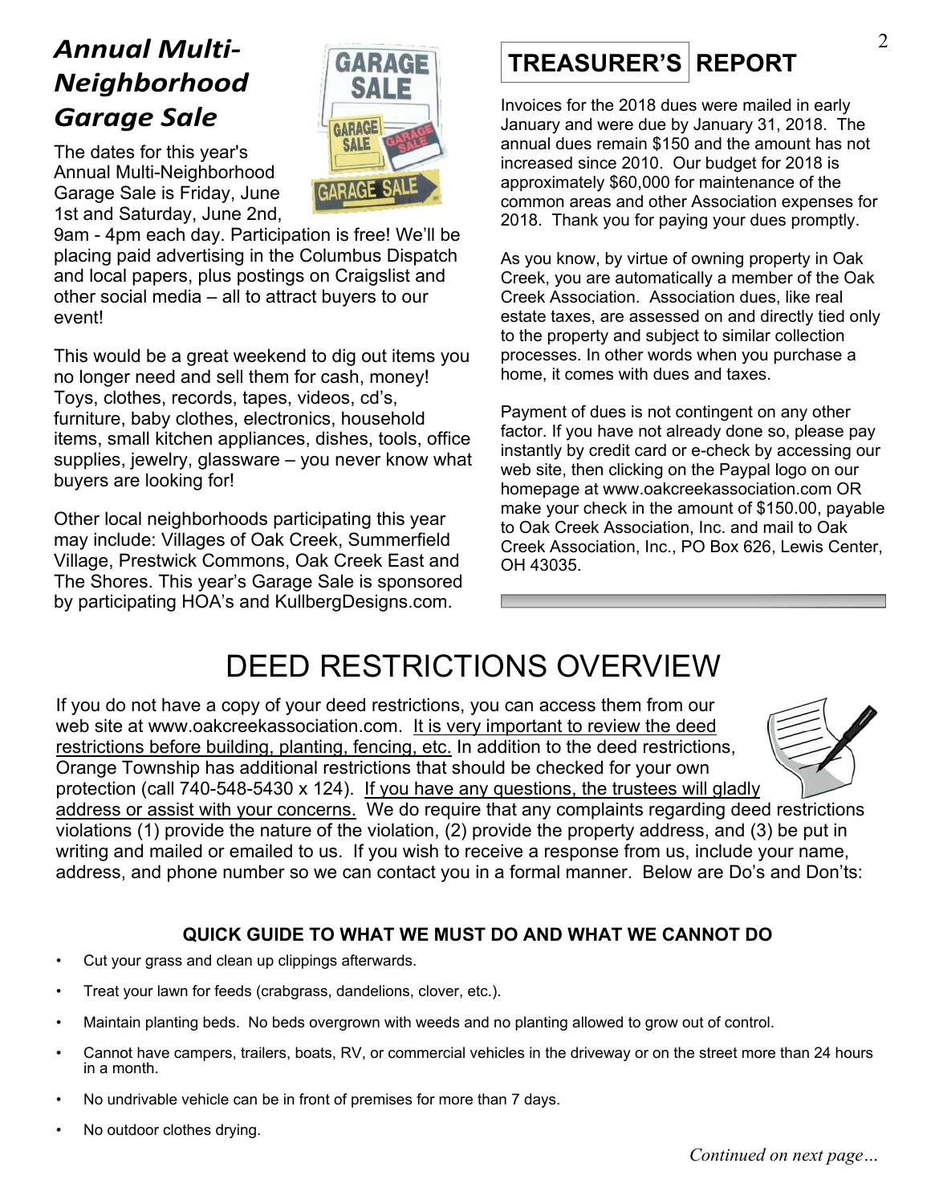## *Annual Multi-Neighborhood Garage Sale*

The dates for this year's Annual Multi-Neighborhood Garage Sale is Friday, June 1st and Saturday, June 2nd, 9am - 4pm each day. Participation is free! We'll be placing paid advertising in the Columbus Dispatch and local papers, plus postings on Craigslist and other social media – all to attract buyers to our event!

This would be a great weekend to dig out items you no longer need and sell them for cash, money! Toys, clothes, records, tapes, videos, cd's, furniture, baby clothes, electronics, household items, small kitchen appliances, dishes, tools, office supplies, jewelry, glassware – you never know what buyers are looking for!

Other local neighborhoods participating this year may include: Villages of Oak Creek, Summerfield Village, Prestwick Commons, Oak Creek East and The Shores. This year's Garage Sale is sponsored by participating HOA's and KullbergDesigns.com.

## TREASURER'S REPORT

Invoices for the 2018 dues were mailed in early January and were due by January 31, 2018. The annual dues remain $150 and the amount has not increased since 2010. Our budget for 2018 is approximately $60,000 for maintenance of the common areas and other Association expenses for 2018. Thank you for paying your dues promptly.

As you know, by virtue of owning property in Oak Creek, you are automatically a member of the Oak Creek Association. Association dues, like real estate taxes, are assessed on and directly tied only to the property and subject to similar collection processes. In other words when you purchase a home, it comes with dues and taxes.

Payment of dues is not contingent on any other factor. If you have not already done so, please pay instantly by credit card or e-check by accessing our web site, then clicking on the Paypal logo on our homepage at www.oakcreekassociation.com OR make your check in the amount of $150.00, payable to Oak Creek Association, Inc. and mail to Oak Creek Association, Inc., PO Box 626, Lewis Center, OH 43035.

# DEED RESTRICTIONS OVERVIEW

If you do not have a copy of your deed restrictions, you can access them from our web site at www.oakcreekassociation.com. It is very important to review the deed restrictions before building, planting, fencing, etc. In addition to the deed restrictions, Orange Township has additional restrictions that should be checked for your own protection (call 740-548-5430 x 124). If you have any questions, the trustees will gladly address or assist with your concerns. We do require that any complaints regarding deed restrictions violations (1) provide the nature of the violation, (2) provide the property address, and (3) be put in writing and mailed or emailed to us. If you wish to receive a response from us, include your name, address, and phone number so we can contact you in a formal manner. Below are Do's and Don'ts:

### QUICK GUIDE TO WHAT WE MUST DO AND WHAT WE CANNOT DO

- Cut your grass and clean up clippings afterwards.
- Treat your lawn for feeds (crabgrass, dandelions, clover, etc.).
- Maintain planting beds. No beds overgrown with weeds and no planting allowed to grow out of control.
- Cannot have campers, trailers, boats, RV, or commercial vehicles in the driveway or on the street more than 24 hours in a month.
- No undrivable vehicle can be in front of premises for more than 7 days.
- No outdoor clothes drying.

*Continued on next page…*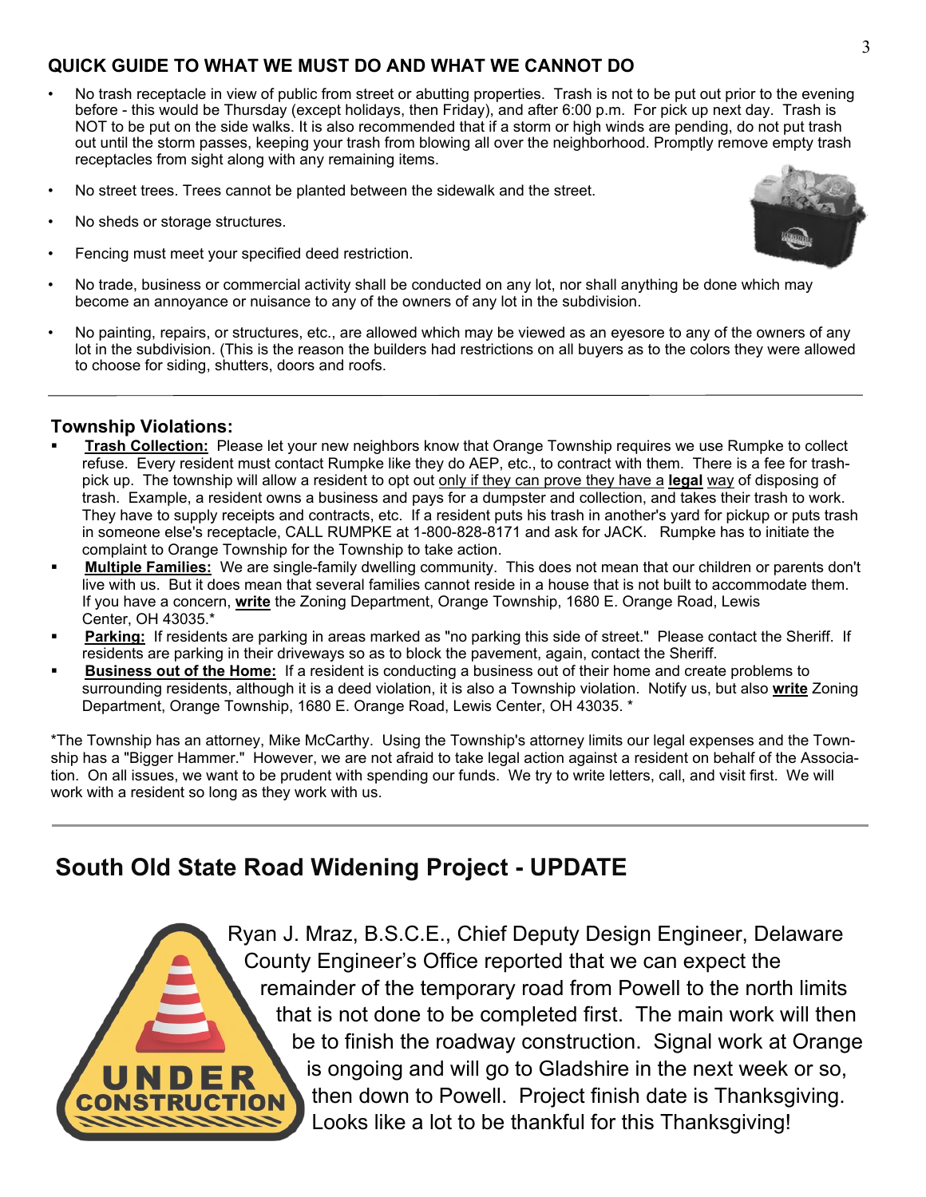## QUICK GUIDE TO WHAT WE MUST DO AND WHAT WE CANNOT DO

- No trash receptacle in view of public from street or abutting properties. Trash is not to be put out prior to the evening before - this would be Thursday (except holidays, then Friday), and after 6:00 p.m. For pick up next day. Trash is NOT to be put on the side walks. It is also recommended that if a storm or high winds are pending, do not put trash out until the storm passes, keeping your trash from blowing all over the neighborhood. Promptly remove empty trash receptacles from sight along with any remaining items.
- No street trees. Trees cannot be planted between the sidewalk and the street.
- No sheds or storage structures.
- Fencing must meet your specified deed restriction.
- No trade, business or commercial activity shall be conducted on any lot, nor shall anything be done which may become an annoyance or nuisance to any of the owners of any lot in the subdivision.
- No painting, repairs, or structures, etc., are allowed which may be viewed as an eyesore to any of the owners of any lot in the subdivision. (This is the reason the builders had restrictions on all buyers as to the colors they were allowed to choose for siding, shutters, doors and roofs.

---

### Township Violations:

- **Trash Collection:** Please let your new neighbors know that Orange Township requires we use Rumpke to collect refuse. Every resident must contact Rumpke like they do AEP, etc., to contract with them. There is a fee for trash-pick up. The township will allow a resident to opt out only if they can prove they have a **legal** way of disposing of trash. Example, a resident owns a business and pays for a dumpster and collection, and takes their trash to work. They have to supply receipts and contracts, etc. If a resident puts his trash in another's yard for pickup or puts trash in someone else's receptacle, CALL RUMPKE at 1-800-828-8171 and ask for JACK. Rumpke has to initiate the complaint to Orange Township for the Township to take action.
- **Multiple Families:** We are single-family dwelling community. This does not mean that our children or parents don't live with us. But it does mean that several families cannot reside in a house that is not built to accommodate them. If you have a concern, **write** the Zoning Department, Orange Township, 1680 E. Orange Road, Lewis Center, OH 43035.*
- **Parking:** If residents are parking in areas marked as "no parking this side of street." Please contact the Sheriff. If residents are parking in their driveways so as to block the pavement, again, contact the Sheriff.
- **Business out of the Home:** If a resident is conducting a business out of their home and create problems to surrounding residents, although it is a deed violation, it is also a Township violation. Notify us, but also **write** Zoning Department, Orange Township, 1680 E. Orange Road, Lewis Center, OH 43035. *

*The Township has an attorney, Mike McCarthy. Using the Township's attorney limits our legal expenses and the Township has a "Bigger Hammer." However, we are not afraid to take legal action against a resident on behalf of the Association. On all issues, we want to be prudent with spending our funds. We try to write letters, call, and visit first. We will work with a resident so long as they work with us.

---

## South Old State Road Widening Project - UPDATE

Ryan J. Mraz, B.S.C.E., Chief Deputy Design Engineer, Delaware County Engineer's Office reported that we can expect the remainder of the temporary road from Powell to the north limits that is not done to be completed first. The main work will then be to finish the roadway construction. Signal work at Orange is ongoing and will go to Gladshire in the next week or so, then down to Powell. Project finish date is Thanksgiving. Looks like a lot to be thankful for this Thanksgiving!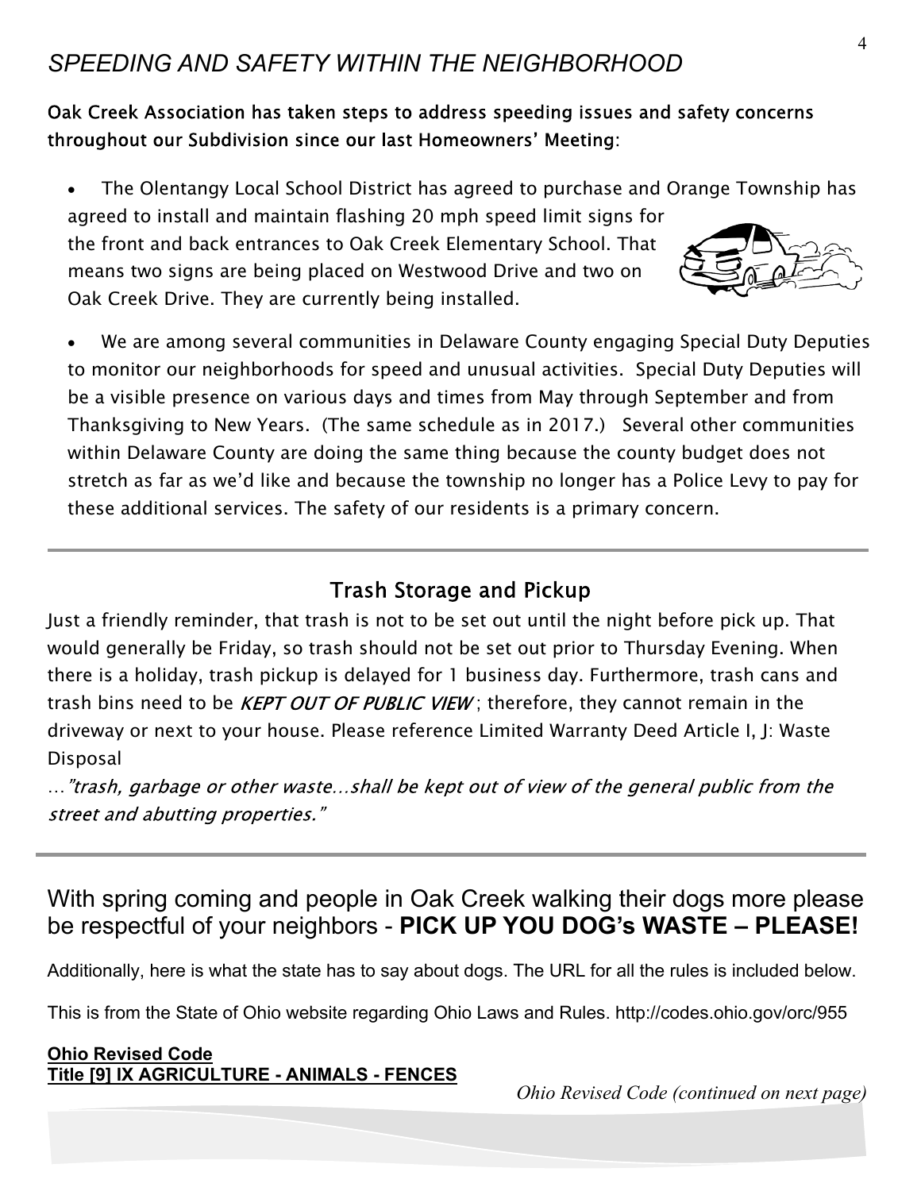## *SPEEDING AND SAFETY WITHIN THE NEIGHBORHOOD*

**Oak Creek Association has taken steps to address speeding issues and safety concerns throughout our Subdivision since our last Homeowners' Meeting:**

- The Olentangy Local School District has agreed to purchase and Orange Township has agreed to install and maintain flashing 20 mph speed limit signs for the front and back entrances to Oak Creek Elementary School. That means two signs are being placed on Westwood Drive and two on Oak Creek Drive. They are currently being installed.

- We are among several communities in Delaware County engaging Special Duty Deputies to monitor our neighborhoods for speed and unusual activities. Special Duty Deputies will be a visible presence on various days and times from May through September and from Thanksgiving to New Years. (The same schedule as in 2017.) Several other communities within Delaware County are doing the same thing because the county budget does not stretch as far as we'd like and because the township no longer has a Police Levy to pay for these additional services. The safety of our residents is a primary concern.

---

## Trash Storage and Pickup

Just a friendly reminder, that trash is not to be set out until the night before pick up. That would generally be Friday, so trash should not be set out prior to Thursday Evening. When there is a holiday, trash pickup is delayed for 1 business day. Furthermore, trash cans and trash bins need to be ***KEPT OUT OF PUBLIC VIEW***; therefore, they cannot remain in the driveway or next to your house. Please reference Limited Warranty Deed Article I, J: Waste Disposal

…*"trash, garbage or other waste…shall be kept out of view of the general public from the street and abutting properties."*

---

## With spring coming and people in Oak Creek walking their dogs more please be respectful of your neighbors - **PICK UP YOU DOG's WASTE – PLEASE!**

Additionally, here is what the state has to say about dogs. The URL for all the rules is included below.

This is from the State of Ohio website regarding Ohio Laws and Rules. http://codes.ohio.gov/orc/955

**Ohio Revised Code**
**Title [9] IX AGRICULTURE - ANIMALS - FENCES**

*Ohio Revised Code (continued on next page)*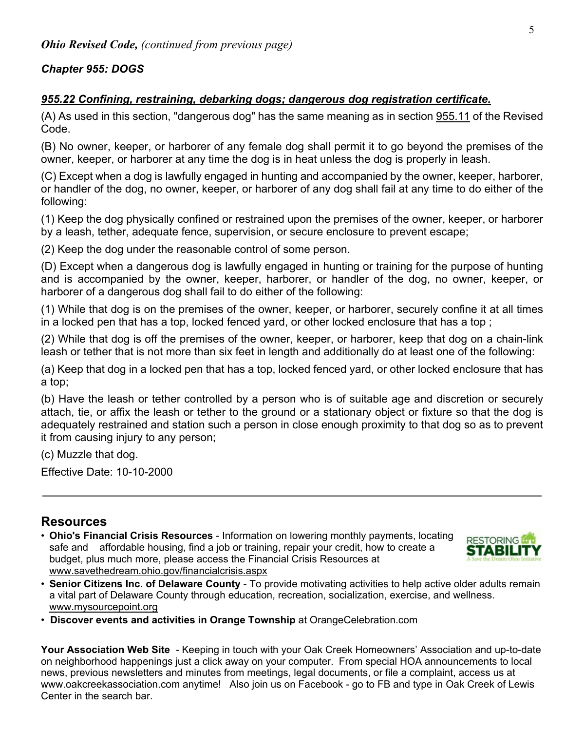***Ohio Revised Code,*** *(continued from previous page)*

***Chapter 955: DOGS***

***955.22 Confining, restraining, debarking dogs; dangerous dog registration certificate.***

(A) As used in this section, "dangerous dog" has the same meaning as in section 955.11 of the Revised Code.

(B) No owner, keeper, or harborer of any female dog shall permit it to go beyond the premises of the owner, keeper, or harborer at any time the dog is in heat unless the dog is properly in leash.

(C) Except when a dog is lawfully engaged in hunting and accompanied by the owner, keeper, harborer, or handler of the dog, no owner, keeper, or harborer of any dog shall fail at any time to do either of the following:

(1) Keep the dog physically confined or restrained upon the premises of the owner, keeper, or harborer by a leash, tether, adequate fence, supervision, or secure enclosure to prevent escape;

(2) Keep the dog under the reasonable control of some person.

(D) Except when a dangerous dog is lawfully engaged in hunting or training for the purpose of hunting and is accompanied by the owner, keeper, harborer, or handler of the dog, no owner, keeper, or harborer of a dangerous dog shall fail to do either of the following:

(1) While that dog is on the premises of the owner, keeper, or harborer, securely confine it at all times in a locked pen that has a top, locked fenced yard, or other locked enclosure that has a top ;

(2) While that dog is off the premises of the owner, keeper, or harborer, keep that dog on a chain-link leash or tether that is not more than six feet in length and additionally do at least one of the following:

(a) Keep that dog in a locked pen that has a top, locked fenced yard, or other locked enclosure that has a top;

(b) Have the leash or tether controlled by a person who is of suitable age and discretion or securely attach, tie, or affix the leash or tether to the ground or a stationary object or fixture so that the dog is adequately restrained and station such a person in close enough proximity to that dog so as to prevent it from causing injury to any person;

(c) Muzzle that dog.

Effective Date: 10-10-2000

---

## Resources

- **Ohio's Financial Crisis Resources** - Information on lowering monthly payments, locating safe and affordable housing, find a job or training, repair your credit, how to create a budget, plus much more, please access the Financial Crisis Resources at www.savethedream.ohio.gov/financialcrisis.aspx
- **Senior Citizens Inc. of Delaware County** - To provide motivating activities to help active older adults remain a vital part of Delaware County through education, recreation, socialization, exercise, and wellness. www.mysourcepoint.org
- **Discover events and activities in Orange Township** at OrangeCelebration.com

**Your Association Web Site** - Keeping in touch with your Oak Creek Homeowners' Association and up-to-date on neighborhood happenings just a click away on your computer. From special HOA announcements to local news, previous newsletters and minutes from meetings, legal documents, or file a complaint, access us at www.oakcreekassociation.com anytime! Also join us on Facebook - go to FB and type in Oak Creek of Lewis Center in the search bar.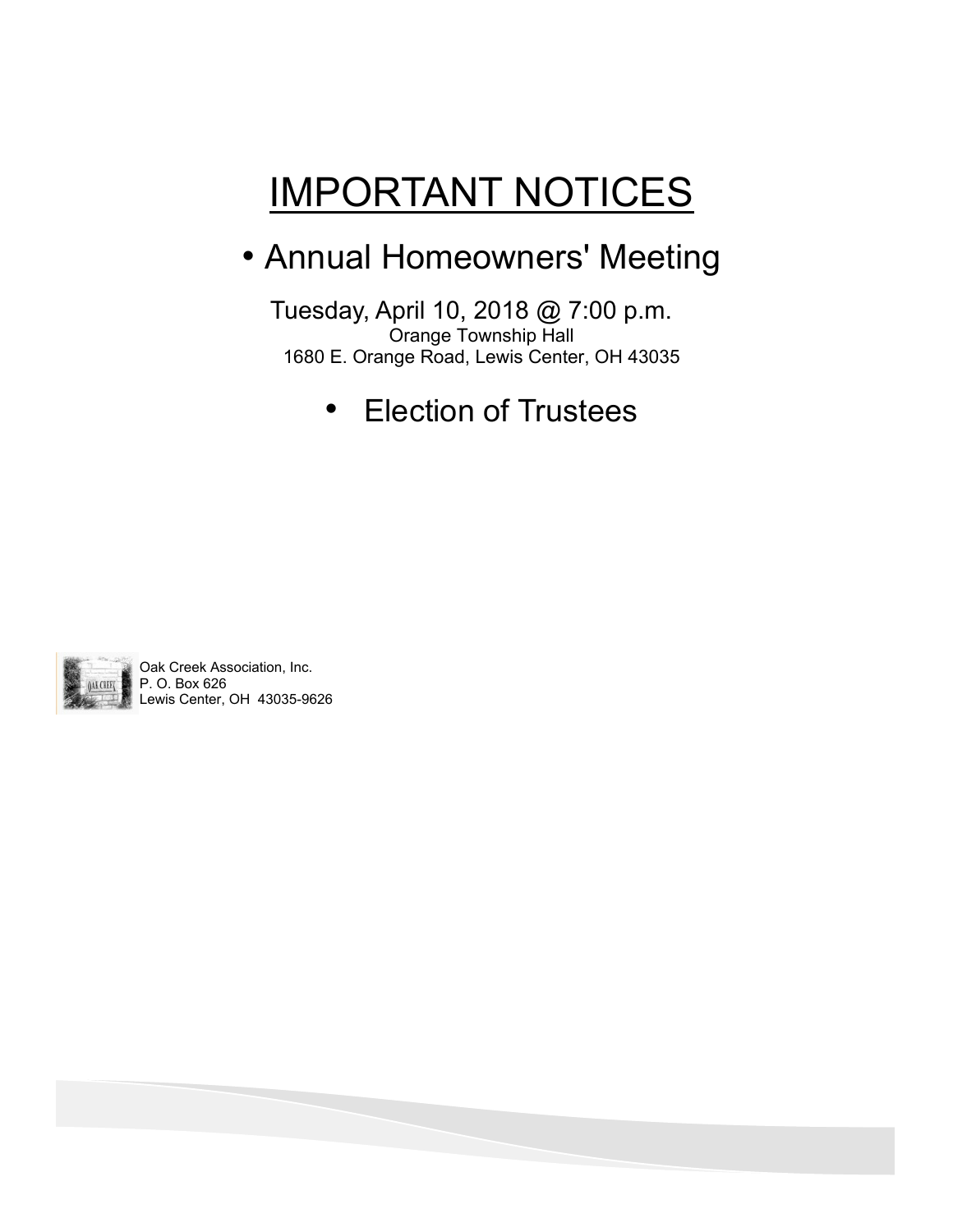# IMPORTANT NOTICES

- Annual Homeowners' Meeting

Tuesday, April 10, 2018 @ 7:00 p.m.
Orange Township Hall
1680 E. Orange Road, Lewis Center, OH 43035

- Election of Trustees

Oak Creek Association, Inc.
P. O. Box 626
Lewis Center, OH 43035-9626